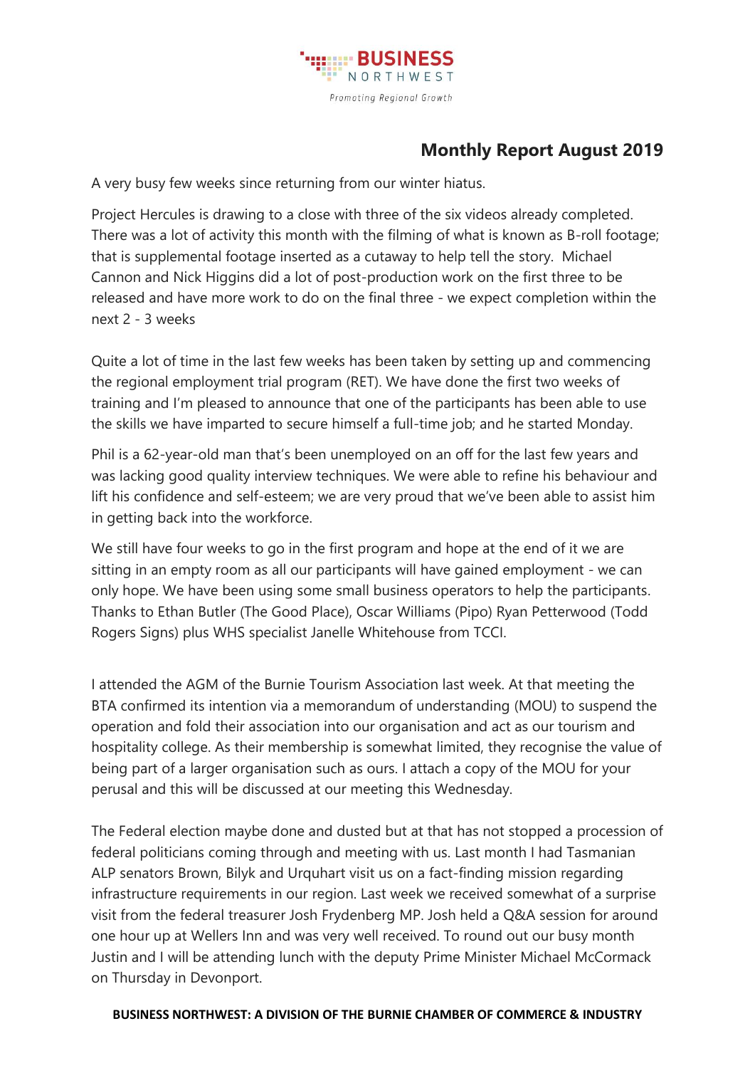**BUSINESS**
NORTHWEST
*Promoting Regional Growth*

## Monthly Report August 2019

A very busy few weeks since returning from our winter hiatus.

Project Hercules is drawing to a close with three of the six videos already completed. There was a lot of activity this month with the filming of what is known as B-roll footage; that is supplemental footage inserted as a cutaway to help tell the story. Michael Cannon and Nick Higgins did a lot of post-production work on the first three to be released and have more work to do on the final three - we expect completion within the next 2 - 3 weeks

Quite a lot of time in the last few weeks has been taken by setting up and commencing the regional employment trial program (RET). We have done the first two weeks of training and I'm pleased to announce that one of the participants has been able to use the skills we have imparted to secure himself a full-time job; and he started Monday.

Phil is a 62-year-old man that's been unemployed on an off for the last few years and was lacking good quality interview techniques. We were able to refine his behaviour and lift his confidence and self-esteem; we are very proud that we've been able to assist him in getting back into the workforce.

We still have four weeks to go in the first program and hope at the end of it we are sitting in an empty room as all our participants will have gained employment - we can only hope. We have been using some small business operators to help the participants. Thanks to Ethan Butler (The Good Place), Oscar Williams (Pipo) Ryan Petterwood (Todd Rogers Signs) plus WHS specialist Janelle Whitehouse from TCCI.

I attended the AGM of the Burnie Tourism Association last week. At that meeting the BTA confirmed its intention via a memorandum of understanding (MOU) to suspend the operation and fold their association into our organisation and act as our tourism and hospitality college. As their membership is somewhat limited, they recognise the value of being part of a larger organisation such as ours. I attach a copy of the MOU for your perusal and this will be discussed at our meeting this Wednesday.

The Federal election maybe done and dusted but at that has not stopped a procession of federal politicians coming through and meeting with us. Last month I had Tasmanian ALP senators Brown, Bilyk and Urquhart visit us on a fact-finding mission regarding infrastructure requirements in our region. Last week we received somewhat of a surprise visit from the federal treasurer Josh Frydenberg MP. Josh held a Q&A session for around one hour up at Wellers Inn and was very well received. To round out our busy month Justin and I will be attending lunch with the deputy Prime Minister Michael McCormack on Thursday in Devonport.

**BUSINESS NORTHWEST: A DIVISION OF THE BURNIE CHAMBER OF COMMERCE & INDUSTRY**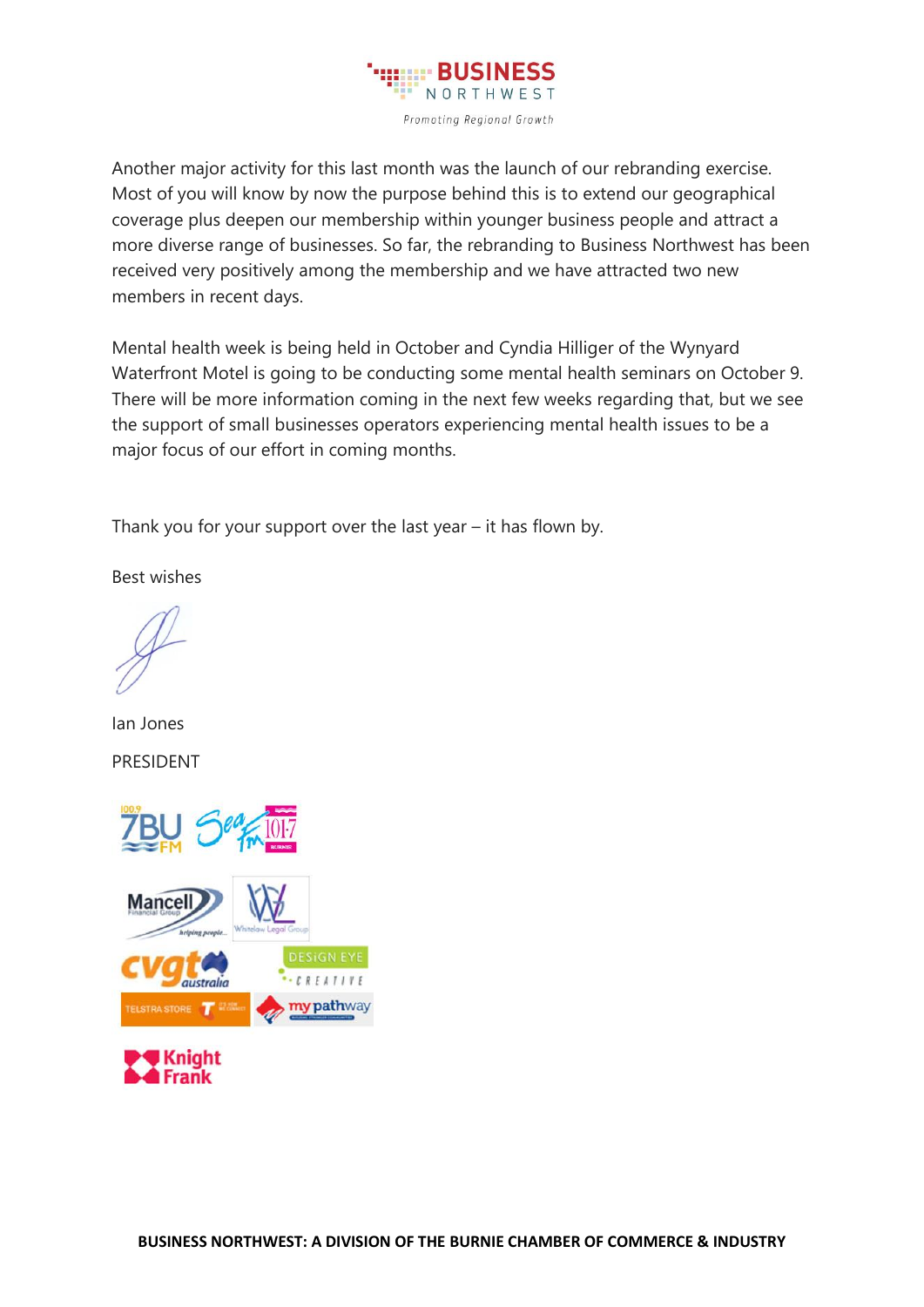Another major activity for this last month was the launch of our rebranding exercise. Most of you will know by now the purpose behind this is to extend our geographical coverage plus deepen our membership within younger business people and attract a more diverse range of businesses. So far, the rebranding to Business Northwest has been received very positively among the membership and we have attracted two new members in recent days.

Mental health week is being held in October and Cyndia Hilliger of the Wynyard Waterfront Motel is going to be conducting some mental health seminars on October 9. There will be more information coming in the next few weeks regarding that, but we see the support of small businesses operators experiencing mental health issues to be a major focus of our effort in coming months.

Thank you for your support over the last year – it has flown by.

Best wishes

Ian Jones

PRESIDENT

**BUSINESS NORTHWEST: A DIVISION OF THE BURNIE CHAMBER OF COMMERCE & INDUSTRY**